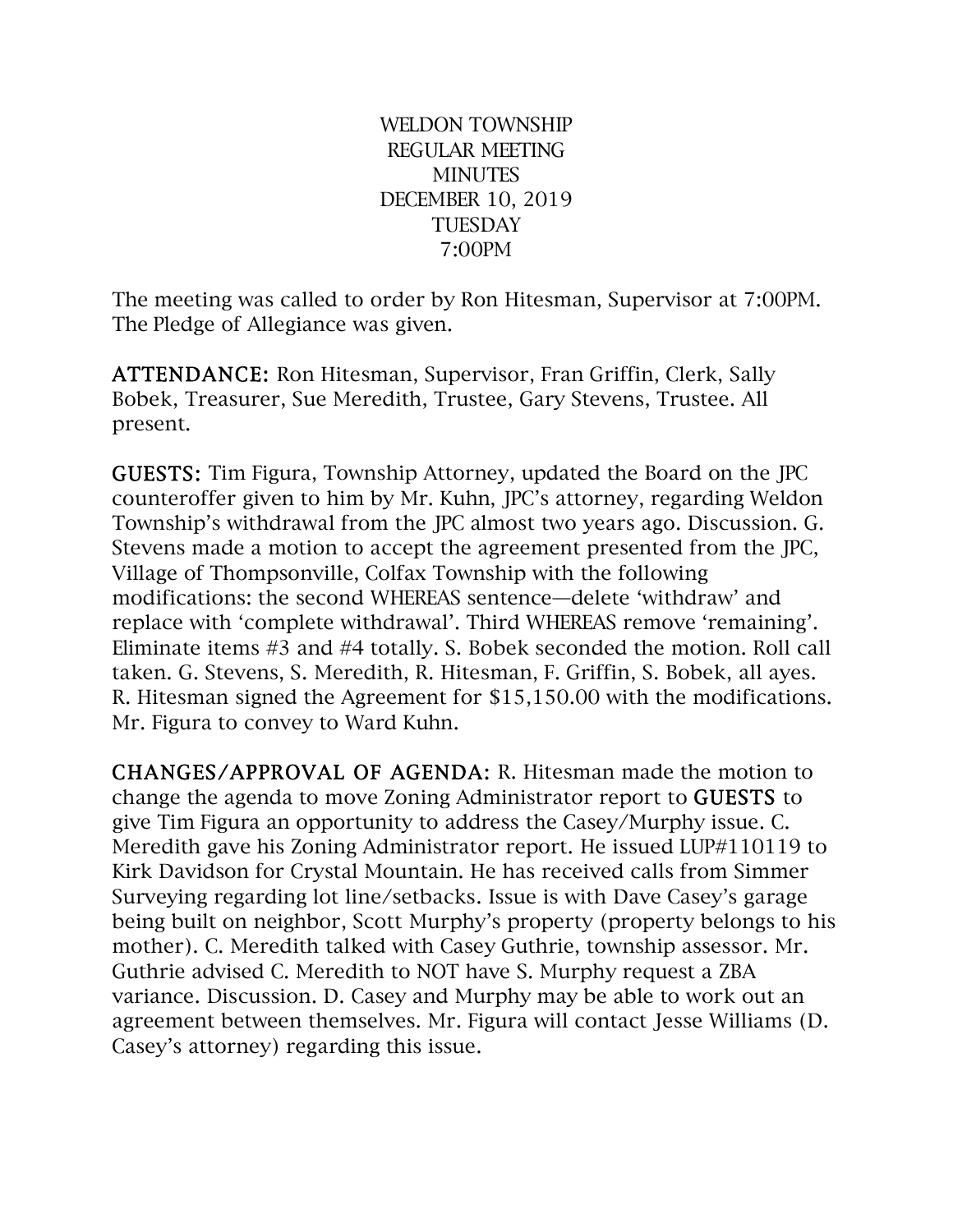WELDON TOWNSHIP
REGULAR MEETING
MINUTES
DECEMBER 10, 2019
TUESDAY
7:00PM

The meeting was called to order by Ron Hitesman, Supervisor at 7:00PM. The Pledge of Allegiance was given.

**ATTENDANCE:** Ron Hitesman, Supervisor, Fran Griffin, Clerk, Sally Bobek, Treasurer, Sue Meredith, Trustee, Gary Stevens, Trustee. All present.

**GUESTS:** Tim Figura, Township Attorney, updated the Board on the JPC counteroffer given to him by Mr. Kuhn, JPC's attorney, regarding Weldon Township's withdrawal from the JPC almost two years ago. Discussion. G. Stevens made a motion to accept the agreement presented from the JPC, Village of Thompsonville, Colfax Township with the following modifications: the second WHEREAS sentence—delete 'withdraw' and replace with 'complete withdrawal'. Third WHEREAS remove 'remaining'. Eliminate items #3 and #4 totally. S. Bobek seconded the motion. Roll call taken. G. Stevens, S. Meredith, R. Hitesman, F. Griffin, S. Bobek, all ayes. R. Hitesman signed the Agreement for $15,150.00 with the modifications. Mr. Figura to convey to Ward Kuhn.

**CHANGES/APPROVAL OF AGENDA:** R. Hitesman made the motion to change the agenda to move Zoning Administrator report to **GUESTS** to give Tim Figura an opportunity to address the Casey/Murphy issue. C. Meredith gave his Zoning Administrator report. He issued LUP#110119 to Kirk Davidson for Crystal Mountain. He has received calls from Simmer Surveying regarding lot line/setbacks. Issue is with Dave Casey's garage being built on neighbor, Scott Murphy's property (property belongs to his mother). C. Meredith talked with Casey Guthrie, township assessor. Mr. Guthrie advised C. Meredith to NOT have S. Murphy request a ZBA variance. Discussion. D. Casey and Murphy may be able to work out an agreement between themselves. Mr. Figura will contact Jesse Williams (D. Casey's attorney) regarding this issue.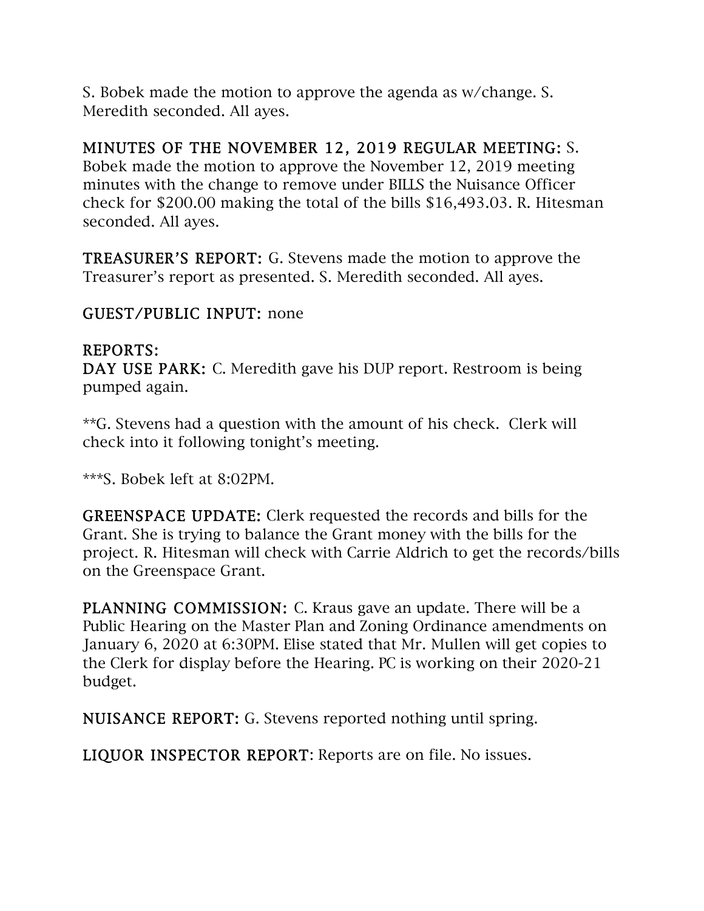S. Bobek made the motion to approve the agenda as w/change. S. Meredith seconded. All ayes.

**MINUTES OF THE NOVEMBER 12, 2019 REGULAR MEETING:** S. Bobek made the motion to approve the November 12, 2019 meeting minutes with the change to remove under BILLS the Nuisance Officer check for $200.00 making the total of the bills $16,493.03. R. Hitesman seconded. All ayes.

**TREASURER'S REPORT:** G. Stevens made the motion to approve the Treasurer's report as presented. S. Meredith seconded. All ayes.

**GUEST/PUBLIC INPUT:** none

**REPORTS:**

**DAY USE PARK:** C. Meredith gave his DUP report. Restroom is being pumped again.

**G. Stevens had a question with the amount of his check. Clerk will check into it following tonight's meeting.

***S. Bobek left at 8:02PM.

**GREENSPACE UPDATE:** Clerk requested the records and bills for the Grant. She is trying to balance the Grant money with the bills for the project. R. Hitesman will check with Carrie Aldrich to get the records/bills on the Greenspace Grant.

**PLANNING COMMISSION:** C. Kraus gave an update. There will be a Public Hearing on the Master Plan and Zoning Ordinance amendments on January 6, 2020 at 6:30PM. Elise stated that Mr. Mullen will get copies to the Clerk for display before the Hearing. PC is working on their 2020-21 budget.

**NUISANCE REPORT:** G. Stevens reported nothing until spring.

**LIQUOR INSPECTOR REPORT**: Reports are on file. No issues.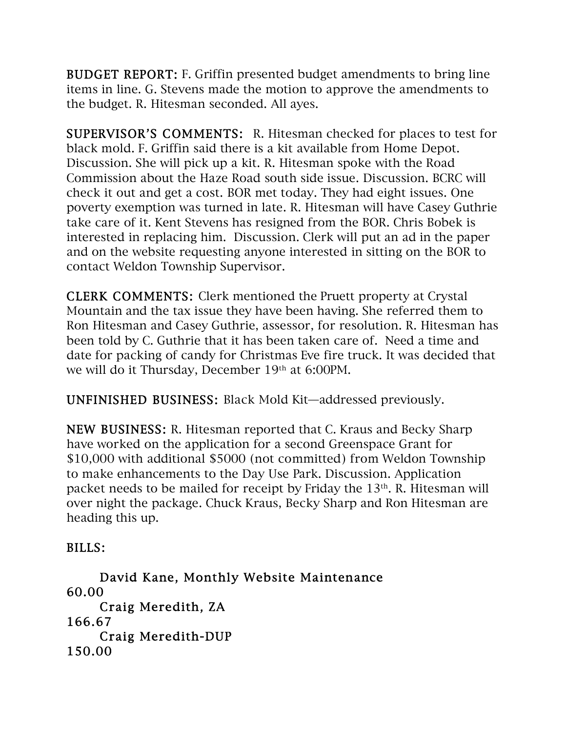**BUDGET REPORT:** F. Griffin presented budget amendments to bring line items in line. G. Stevens made the motion to approve the amendments to the budget. R. Hitesman seconded. All ayes.

**SUPERVISOR'S COMMENTS:** R. Hitesman checked for places to test for black mold. F. Griffin said there is a kit available from Home Depot. Discussion. She will pick up a kit. R. Hitesman spoke with the Road Commission about the Haze Road south side issue. Discussion. BCRC will check it out and get a cost. BOR met today. They had eight issues. One poverty exemption was turned in late. R. Hitesman will have Casey Guthrie take care of it. Kent Stevens has resigned from the BOR. Chris Bobek is interested in replacing him. Discussion. Clerk will put an ad in the paper and on the website requesting anyone interested in sitting on the BOR to contact Weldon Township Supervisor.

**CLERK COMMENTS:** Clerk mentioned the Pruett property at Crystal Mountain and the tax issue they have been having. She referred them to Ron Hitesman and Casey Guthrie, assessor, for resolution. R. Hitesman has been told by C. Guthrie that it has been taken care of. Need a time and date for packing of candy for Christmas Eve fire truck. It was decided that we will do it Thursday, December 19th at 6:00PM.

**UNFINISHED BUSINESS:** Black Mold Kit—addressed previously.

**NEW BUSINESS:** R. Hitesman reported that C. Kraus and Becky Sharp have worked on the application for a second Greenspace Grant for $10,000 with additional $5000 (not committed) from Weldon Township to make enhancements to the Day Use Park. Discussion. Application packet needs to be mailed for receipt by Friday the 13th. R. Hitesman will over night the package. Chuck Kraus, Becky Sharp and Ron Hitesman are heading this up.

**BILLS:**

David Kane, Monthly Website Maintenance
60.00

Craig Meredith, ZA
166.67

Craig Meredith-DUP
150.00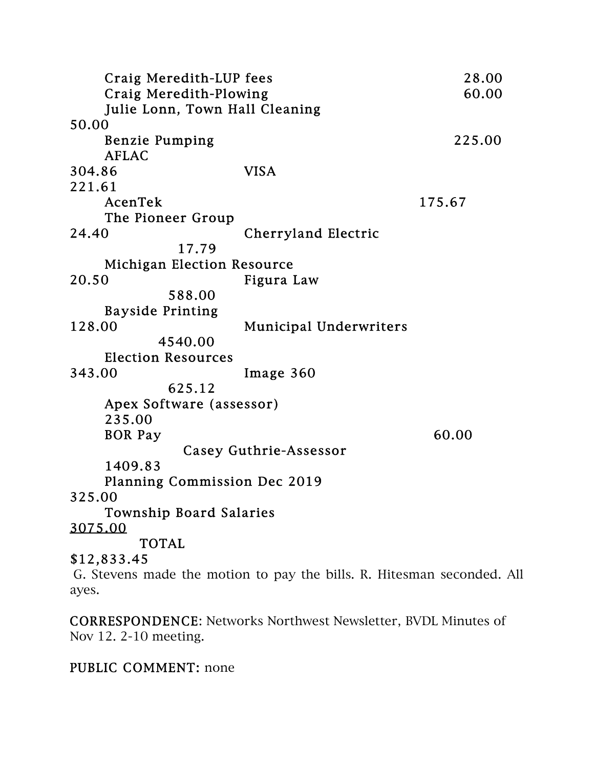| | |
|---|---|
| Craig Meredith-LUP fees | 28.00 |
| Craig Meredith-Plowing | 60.00 |
| Julie Lonn, Town Hall Cleaning | 50.00 |
| Benzie Pumping | 225.00 |
| AFLAC | 304.86 |
| VISA | 221.61 |
| AcenTek | 175.67 |
| The Pioneer Group | 24.40 |
| Cherryland Electric | 17.79 |
| Michigan Election Resource | 20.50 |
| Figura Law | 588.00 |
| Bayside Printing | 128.00 |
| Municipal Underwriters | 4540.00 |
| Election Resources | 343.00 |
| Image 360 | 625.12 |
| Apex Software (assessor) | 235.00 |
| BOR Pay | 60.00 |
| Casey Guthrie-Assessor | 1409.83 |
| Planning Commission Dec 2019 | 325.00 |
| Township Board Salaries | 3075.00 |
| TOTAL | $12,833.45 |

G. Stevens made the motion to pay the bills. R. Hitesman seconded. All ayes.

CORRESPONDENCE: Networks Northwest Newsletter, BVDL Minutes of Nov 12. 2-10 meeting.

PUBLIC COMMENT: none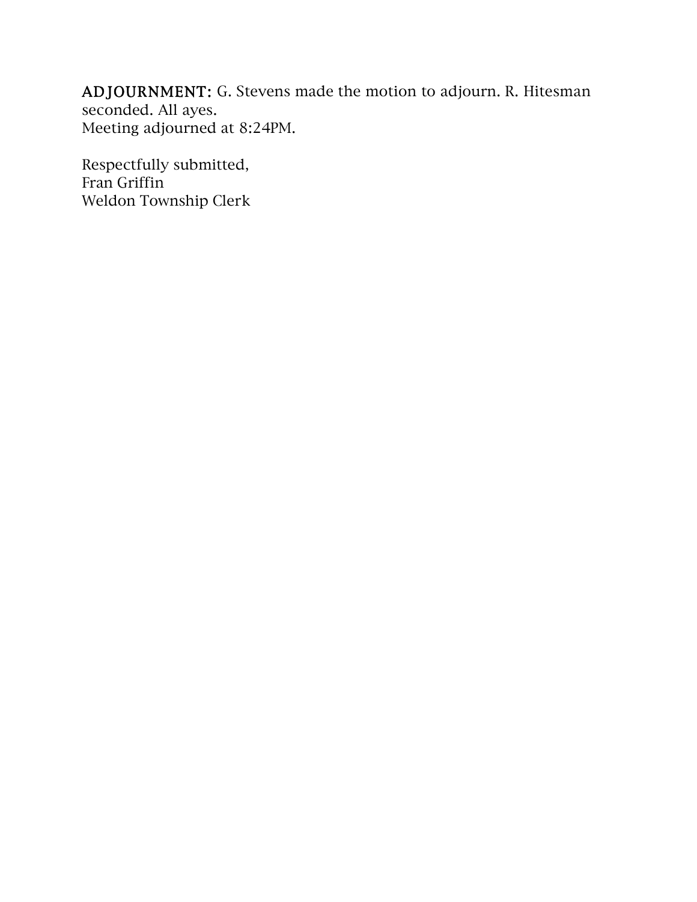**ADJOURNMENT:** G. Stevens made the motion to adjourn. R. Hitesman seconded. All ayes.
Meeting adjourned at 8:24PM.

Respectfully submitted,
Fran Griffin
Weldon Township Clerk